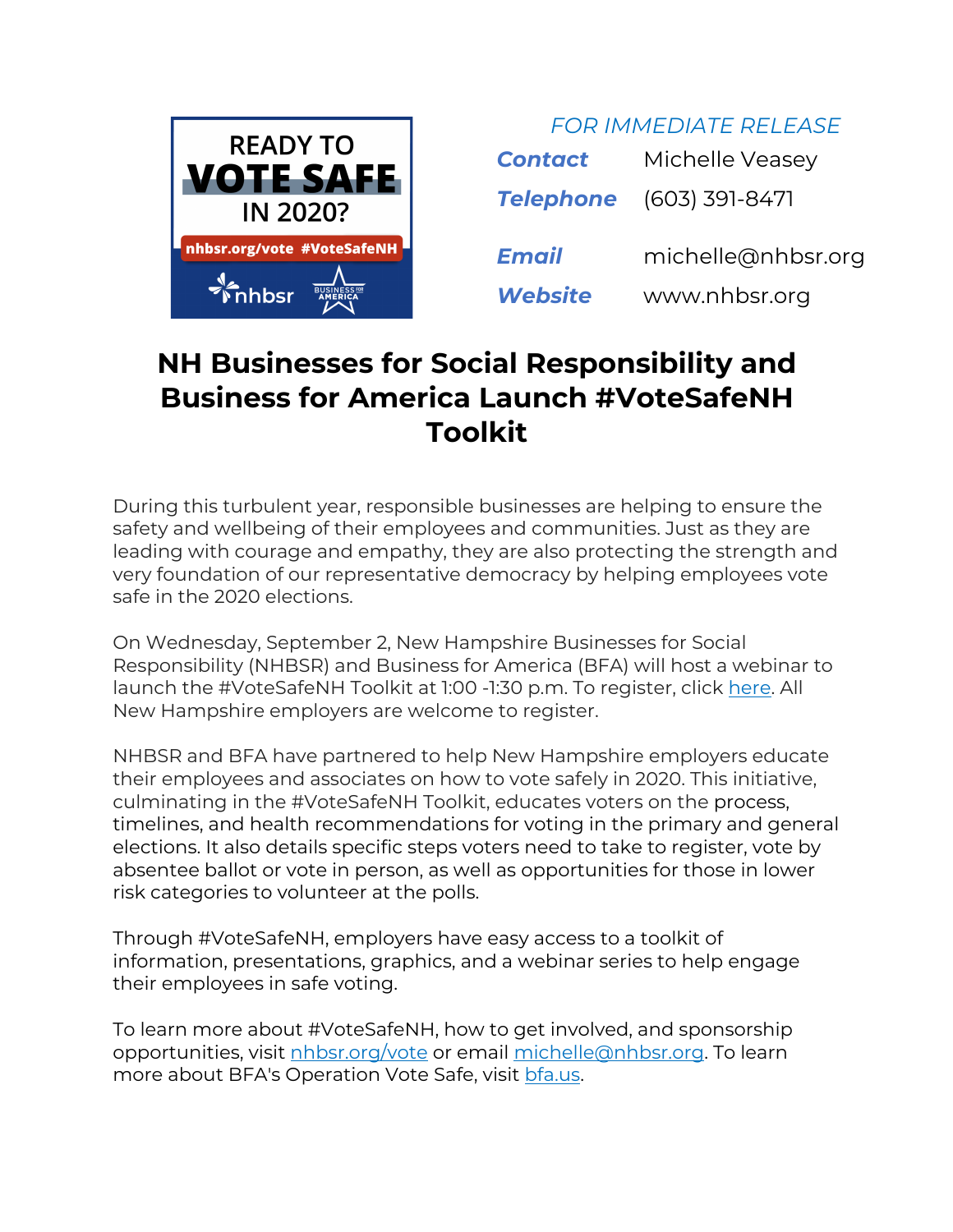READY TO **VOTE SAFE** IN 2020?

nhbsr.org/vote #VoteSafeNH

nhbsr BUSINESS FOR AMERICA

*FOR IMMEDIATE RELEASE*

| | |
|---|---|
| ***Contact*** | Michelle Veasey |
| ***Telephone*** | (603) 391-8471 |
| ***Email*** | michelle@nhbsr.org |
| ***Website*** | www.nhbsr.org |

# NH Businesses for Social Responsibility and Business for America Launch #VoteSafeNH Toolkit

During this turbulent year, responsible businesses are helping to ensure the safety and wellbeing of their employees and communities. Just as they are leading with courage and empathy, they are also protecting the strength and very foundation of our representative democracy by helping employees vote safe in the 2020 elections.

On Wednesday, September 2, New Hampshire Businesses for Social Responsibility (NHBSR) and Business for America (BFA) will host a webinar to launch the #VoteSafeNH Toolkit at 1:00 -1:30 p.m. To register, click here. All New Hampshire employers are welcome to register.

NHBSR and BFA have partnered to help New Hampshire employers educate their employees and associates on how to vote safely in 2020. This initiative, culminating in the #VoteSafeNH Toolkit, educates voters on the process, timelines, and health recommendations for voting in the primary and general elections. It also details specific steps voters need to take to register, vote by absentee ballot or vote in person, as well as opportunities for those in lower risk categories to volunteer at the polls.

Through #VoteSafeNH, employers have easy access to a toolkit of information, presentations, graphics, and a webinar series to help engage their employees in safe voting.

To learn more about #VoteSafeNH, how to get involved, and sponsorship opportunities, visit nhbsr.org/vote or email michelle@nhbsr.org. To learn more about BFA's Operation Vote Safe, visit bfa.us.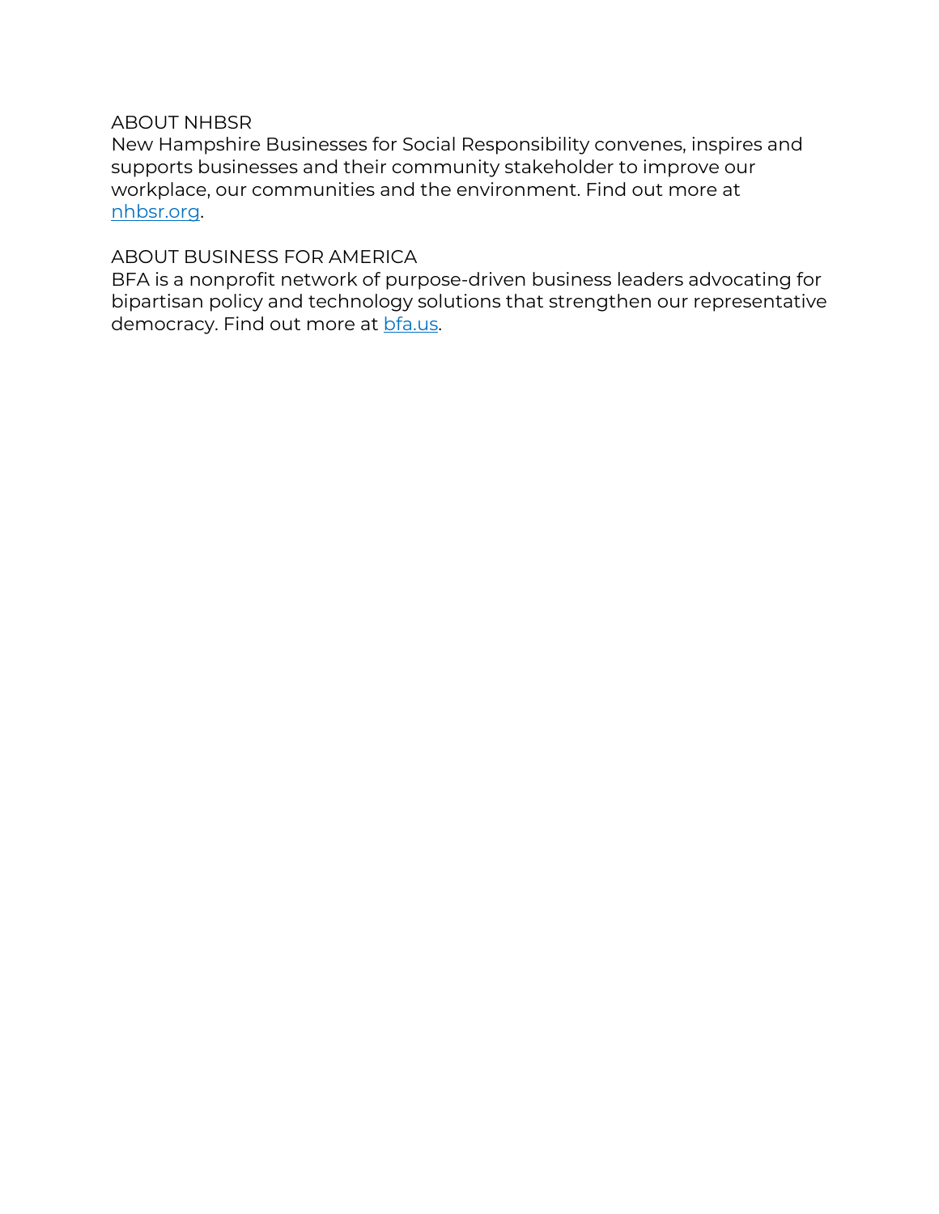ABOUT NHBSR

New Hampshire Businesses for Social Responsibility convenes, inspires and supports businesses and their community stakeholder to improve our workplace, our communities and the environment. Find out more at nhbsr.org.

ABOUT BUSINESS FOR AMERICA

BFA is a nonprofit network of purpose-driven business leaders advocating for bipartisan policy and technology solutions that strengthen our representative democracy. Find out more at bfa.us.